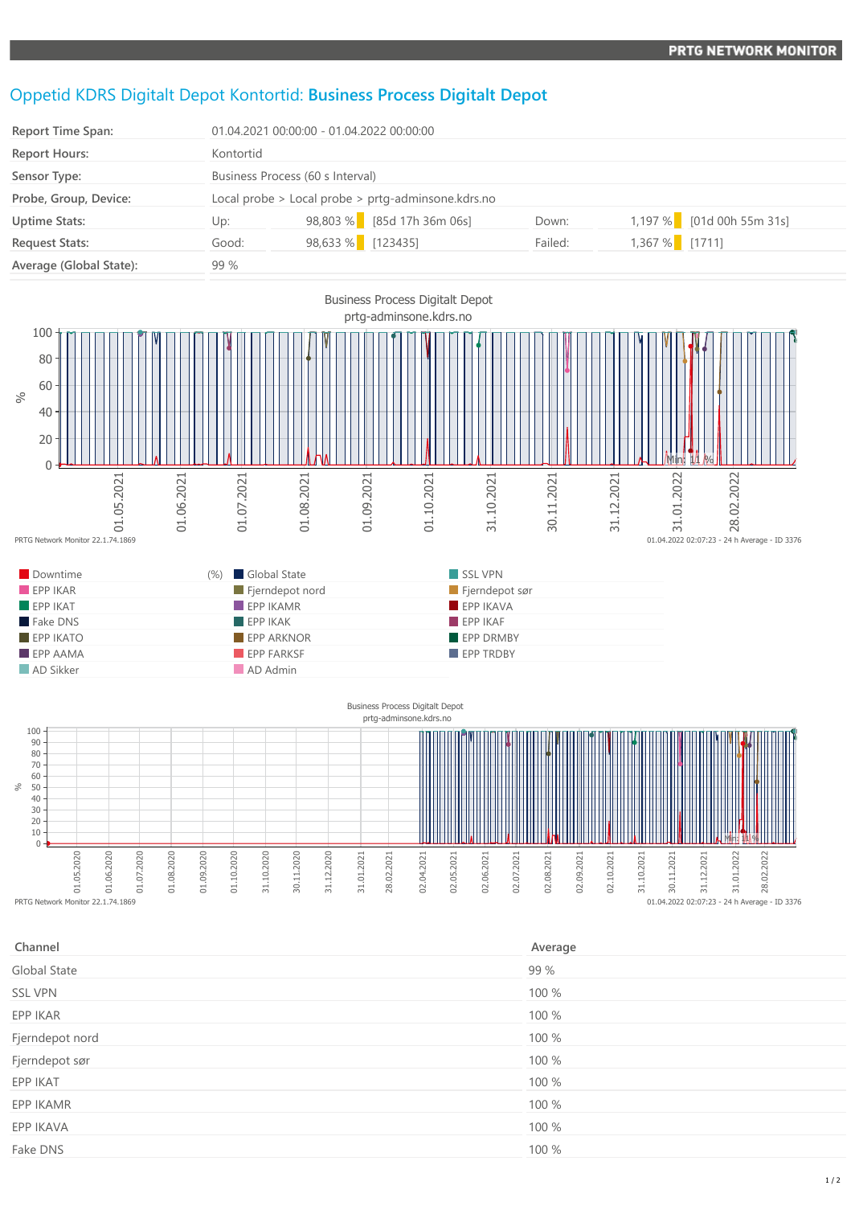# Oppetid KDRS Digitalt Depot Kontortid: **Business Process Digitalt Depot**

| | | | | | |
|---|---|---|---|---|---|
| **Report Time Span:** | 01.04.2021 00:00:00 - 01.04.2022 00:00:00 | | | | |
| **Report Hours:** | Kontortid | | | | |
| **Sensor Type:** | Business Process (60 s Interval) | | | | |
| **Probe, Group, Device:** | Local probe > Local probe > prtg-adminsone.kdrs.no | | | | |
| **Uptime Stats:** | Up: | 98,803 % [85d 17h 36m 06s] | Down: | 1,197 % | [01d 00h 55m 31s] |
| **Request Stats:** | Good: | 98,633 % [123435] | Failed: | 1,367 % | [1711] |
| **Average (Global State):** | 99 % | | | | |

Business Process Digitalt Depot
prtg-adminsone.kdrs.no

PRTG Network Monitor 22.1.74.1869 — 01.04.2022 02:07:23 - 24 h Average - ID 3376

| | | |
|---|---|---|
| Downtime (%) | Global State | SSL VPN |
| EPP IKAR | Fjerndepot nord | Fjerndepot sør |
| EPP IKAT | EPP IKAMR | EPP IKAVA |
| Fake DNS | EPP IKAK | EPP IKAF |
| EPP IKATO | EPP ARKNOR | EPP DRMBY |
| EPP AAMA | EPP FARKSF | EPP TRDBY |
| AD Sikker | AD Admin | |

Business Process Digitalt Depot
prtg-adminsone.kdrs.no

PRTG Network Monitor 22.1.74.1869 — 01.04.2022 02:07:23 - 24 h Average - ID 3376

| Channel | Average |
|---|---|
| Global State | 99 % |
| SSL VPN | 100 % |
| EPP IKAR | 100 % |
| Fjerndepot nord | 100 % |
| Fjerndepot sør | 100 % |
| EPP IKAT | 100 % |
| EPP IKAMR | 100 % |
| EPP IKAVA | 100 % |
| Fake DNS | 100 % |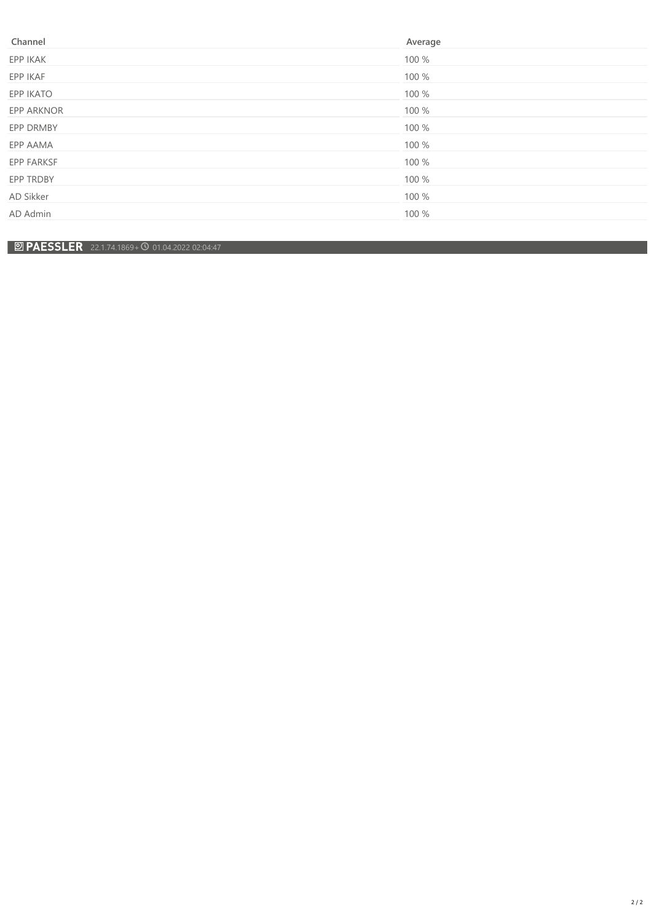| Channel | Average |
| --- | --- |
| EPP IKAK | 100 % |
| EPP IKAF | 100 % |
| EPP IKATO | 100 % |
| EPP ARKNOR | 100 % |
| EPP DRMBY | 100 % |
| EPP AAMA | 100 % |
| EPP FARKSF | 100 % |
| EPP TRDBY | 100 % |
| AD Sikker | 100 % |
| AD Admin | 100 % |

PAESSLER 22.1.74.1869+ 01.04.2022 02:04:47